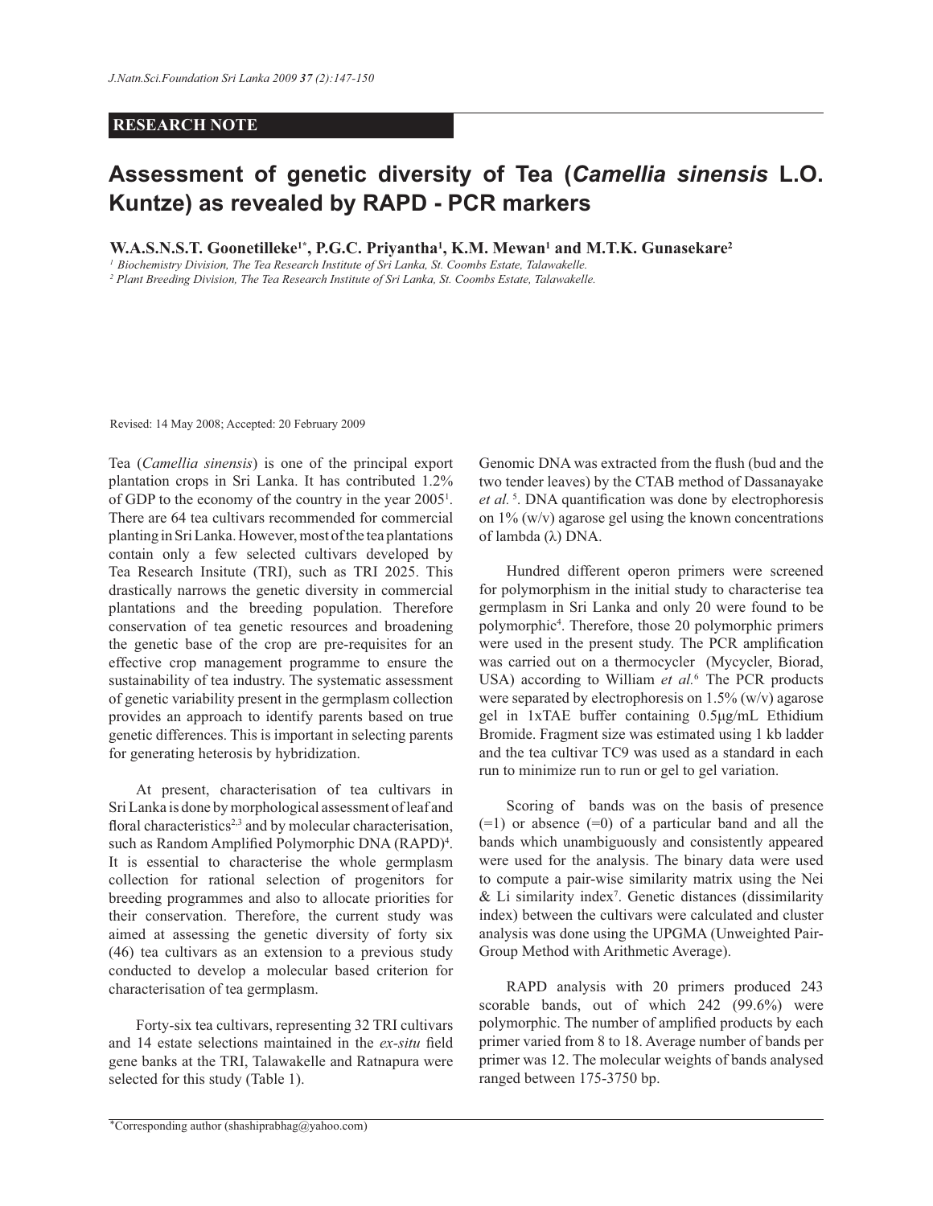**RESEARCH NOTE**

# Assessment of genetic diversity of Tea (*Camellia sinensis* L.O. Kuntze) as revealed by RAPD - PCR markers

**W.A.S.N.S.T. Goonetilleke[1*], P.G.C. Priyantha[1], K.M. Mewan[1] and M.T.K. Gunasekare[2]**

[1] Biochemistry Division, The Tea Research Institute of Sri Lanka, St. Coombs Estate, Talawakelle.

[2] Plant Breeding Division, The Tea Research Institute of Sri Lanka, St. Coombs Estate, Talawakelle.

Revised: 14 May 2008; Accepted: 20 February 2009

Tea (*Camellia sinensis*) is one of the principal export plantation crops in Sri Lanka. It has contributed 1.2% of GDP to the economy of the country in the year 2005[1]. There are 64 tea cultivars recommended for commercial planting in Sri Lanka. However, most of the tea plantations contain only a few selected cultivars developed by Tea Research Insitute (TRI), such as TRI 2025. This drastically narrows the genetic diversity in commercial plantations and the breeding population. Therefore conservation of tea genetic resources and broadening the genetic base of the crop are pre-requisites for an effective crop management programme to ensure the sustainability of tea industry. The systematic assessment of genetic variability present in the germplasm collection provides an approach to identify parents based on true genetic differences. This is important in selecting parents for generating heterosis by hybridization.

At present, characterisation of tea cultivars in Sri Lanka is done by morphological assessment of leaf and floral characteristics[2,3] and by molecular characterisation, such as Random Amplified Polymorphic DNA (RAPD)[4]. It is essential to characterise the whole germplasm collection for rational selection of progenitors for breeding programmes and also to allocate priorities for their conservation. Therefore, the current study was aimed at assessing the genetic diversity of forty six (46) tea cultivars as an extension to a previous study conducted to develop a molecular based criterion for characterisation of tea germplasm.

Forty-six tea cultivars, representing 32 TRI cultivars and 14 estate selections maintained in the *ex-situ* field gene banks at the TRI, Talawakelle and Ratnapura were selected for this study (Table 1).

Genomic DNA was extracted from the flush (bud and the two tender leaves) by the CTAB method of Dassanayake *et al.* [5]. DNA quantification was done by electrophoresis on 1% (w/v) agarose gel using the known concentrations of lambda (λ) DNA.

Hundred different operon primers were screened for polymorphism in the initial study to characterise tea germplasm in Sri Lanka and only 20 were found to be polymorphic[4]. Therefore, those 20 polymorphic primers were used in the present study. The PCR amplification was carried out on a thermocycler (Mycycler, Biorad, USA) according to William *et al.*[6] The PCR products were separated by electrophoresis on 1.5% (w/v) agarose gel in 1xTAE buffer containing 0.5μg/mL Ethidium Bromide. Fragment size was estimated using 1 kb ladder and the tea cultivar TC9 was used as a standard in each run to minimize run to run or gel to gel variation.

Scoring of bands was on the basis of presence (=1) or absence (=0) of a particular band and all the bands which unambiguously and consistently appeared were used for the analysis. The binary data were used to compute a pair-wise similarity matrix using the Nei & Li similarity index[7]. Genetic distances (dissimilarity index) between the cultivars were calculated and cluster analysis was done using the UPGMA (Unweighted Pair-Group Method with Arithmetic Average).

RAPD analysis with 20 primers produced 243 scorable bands, out of which 242 (99.6%) were polymorphic. The number of amplified products by each primer varied from 8 to 18. Average number of bands per primer was 12. The molecular weights of bands analysed ranged between 175-3750 bp.

*Corresponding author (shashiprabhag@yahoo.com)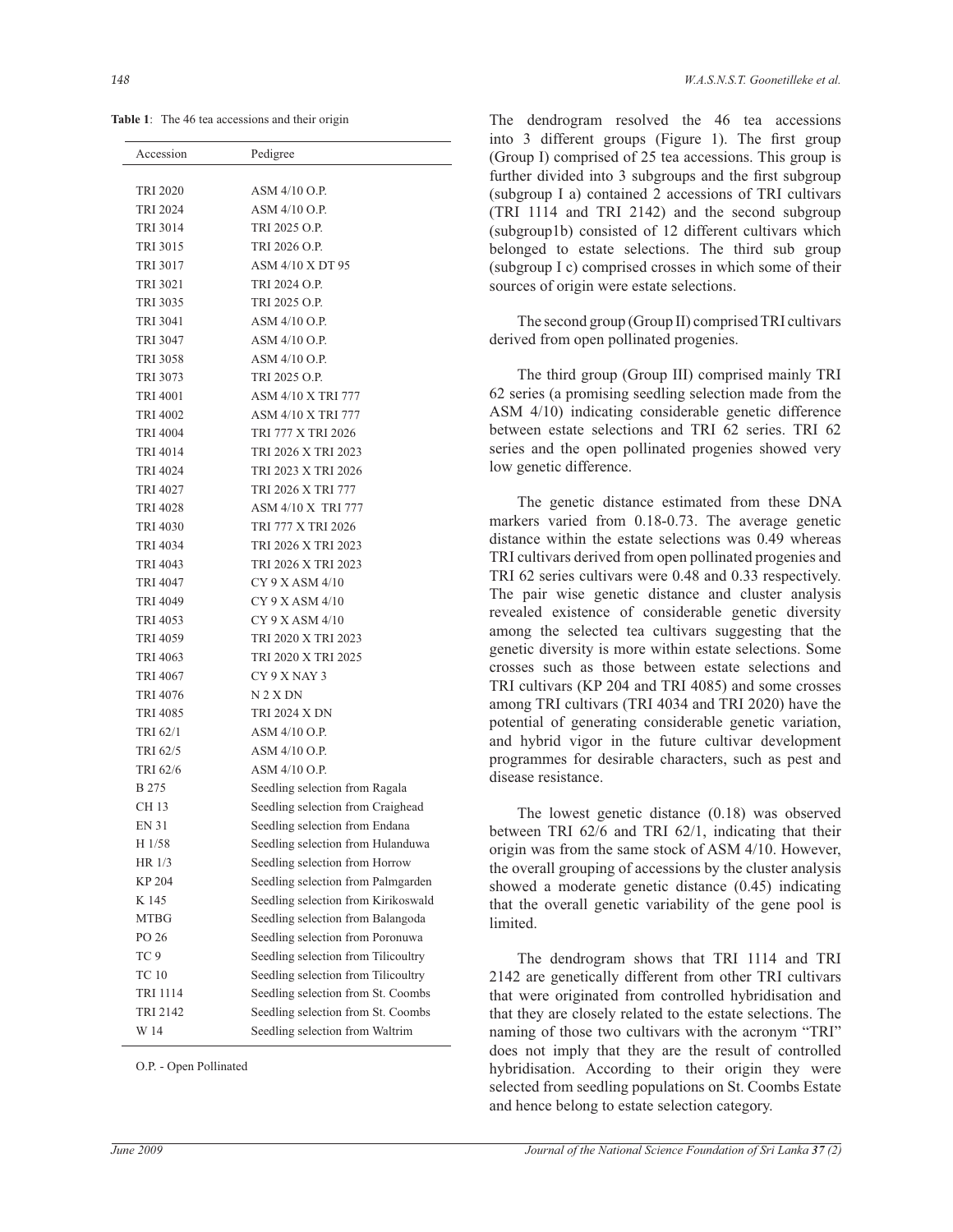**Table 1**: The 46 tea accessions and their origin

| Accession | Pedigree |
|---|---|
| TRI 2020 | ASM 4/10 O.P. |
| TRI 2024 | ASM 4/10 O.P. |
| TRI 3014 | TRI 2025 O.P. |
| TRI 3015 | TRI 2026 O.P. |
| TRI 3017 | ASM 4/10 X DT 95 |
| TRI 3021 | TRI 2024 O.P. |
| TRI 3035 | TRI 2025 O.P. |
| TRI 3041 | ASM 4/10 O.P. |
| TRI 3047 | ASM 4/10 O.P. |
| TRI 3058 | ASM 4/10 O.P. |
| TRI 3073 | TRI 2025 O.P. |
| TRI 4001 | ASM 4/10 X TRI 777 |
| TRI 4002 | ASM 4/10 X TRI 777 |
| TRI 4004 | TRI 777 X TRI 2026 |
| TRI 4014 | TRI 2026 X TRI 2023 |
| TRI 4024 | TRI 2023 X TRI 2026 |
| TRI 4027 | TRI 2026 X TRI 777 |
| TRI 4028 | ASM 4/10 X TRI 777 |
| TRI 4030 | TRI 777 X TRI 2026 |
| TRI 4034 | TRI 2026 X TRI 2023 |
| TRI 4043 | TRI 2026 X TRI 2023 |
| TRI 4047 | CY 9 X ASM 4/10 |
| TRI 4049 | CY 9 X ASM 4/10 |
| TRI 4053 | CY 9 X ASM 4/10 |
| TRI 4059 | TRI 2020 X TRI 2023 |
| TRI 4063 | TRI 2020 X TRI 2025 |
| TRI 4067 | CY 9 X NAY 3 |
| TRI 4076 | N 2 X DN |
| TRI 4085 | TRI 2024 X DN |
| TRI 62/1 | ASM 4/10 O.P. |
| TRI 62/5 | ASM 4/10 O.P. |
| TRI 62/6 | ASM 4/10 O.P. |
| B 275 | Seedling selection from Ragala |
| CH 13 | Seedling selection from Craighead |
| EN 31 | Seedling selection from Endana |
| H 1/58 | Seedling selection from Hulanduwa |
| HR 1/3 | Seedling selection from Horrow |
| KP 204 | Seedling selection from Palmgarden |
| K 145 | Seedling selection from Kirikoswald |
| MTBG | Seedling selection from Balangoda |
| PO 26 | Seedling selection from Poronuwa |
| TC 9 | Seedling selection from Tilicoultry |
| TC 10 | Seedling selection from Tilicoultry |
| TRI 1114 | Seedling selection from St. Coombs |
| TRI 2142 | Seedling selection from St. Coombs |
| W 14 | Seedling selection from Waltrim |

O.P. - Open Pollinated

The dendrogram resolved the 46 tea accessions into 3 different groups (Figure 1). The first group (Group I) comprised of 25 tea accessions. This group is further divided into 3 subgroups and the first subgroup (subgroup I a) contained 2 accessions of TRI cultivars (TRI 1114 and TRI 2142) and the second subgroup (subgroup1b) consisted of 12 different cultivars which belonged to estate selections. The third sub group (subgroup I c) comprised crosses in which some of their sources of origin were estate selections.

The second group (Group II) comprised TRI cultivars derived from open pollinated progenies.

The third group (Group III) comprised mainly TRI 62 series (a promising seedling selection made from the ASM 4/10) indicating considerable genetic difference between estate selections and TRI 62 series. TRI 62 series and the open pollinated progenies showed very low genetic difference.

The genetic distance estimated from these DNA markers varied from 0.18-0.73. The average genetic distance within the estate selections was 0.49 whereas TRI cultivars derived from open pollinated progenies and TRI 62 series cultivars were 0.48 and 0.33 respectively. The pair wise genetic distance and cluster analysis revealed existence of considerable genetic diversity among the selected tea cultivars suggesting that the genetic diversity is more within estate selections. Some crosses such as those between estate selections and TRI cultivars (KP 204 and TRI 4085) and some crosses among TRI cultivars (TRI 4034 and TRI 2020) have the potential of generating considerable genetic variation, and hybrid vigor in the future cultivar development programmes for desirable characters, such as pest and disease resistance.

The lowest genetic distance (0.18) was observed between TRI 62/6 and TRI 62/1, indicating that their origin was from the same stock of ASM 4/10. However, the overall grouping of accessions by the cluster analysis showed a moderate genetic distance (0.45) indicating that the overall genetic variability of the gene pool is limited.

The dendrogram shows that TRI 1114 and TRI 2142 are genetically different from other TRI cultivars that were originated from controlled hybridisation and that they are closely related to the estate selections. The naming of those two cultivars with the acronym "TRI" does not imply that they are the result of controlled hybridisation. According to their origin they were selected from seedling populations on St. Coombs Estate and hence belong to estate selection category.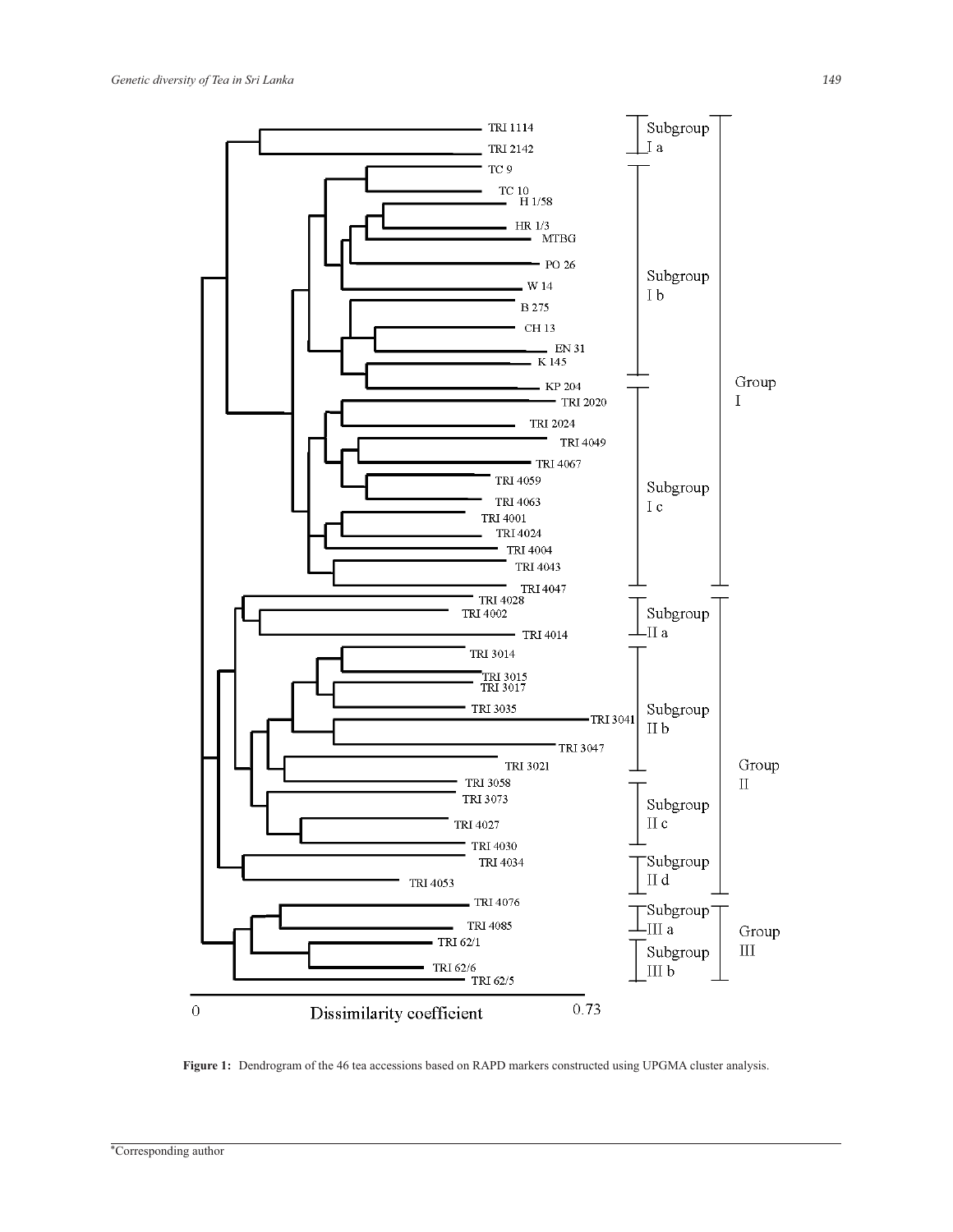**Figure 1:** Dendrogram of the 46 tea accessions based on RAPD markers constructed using UPGMA cluster analysis.

*Corresponding author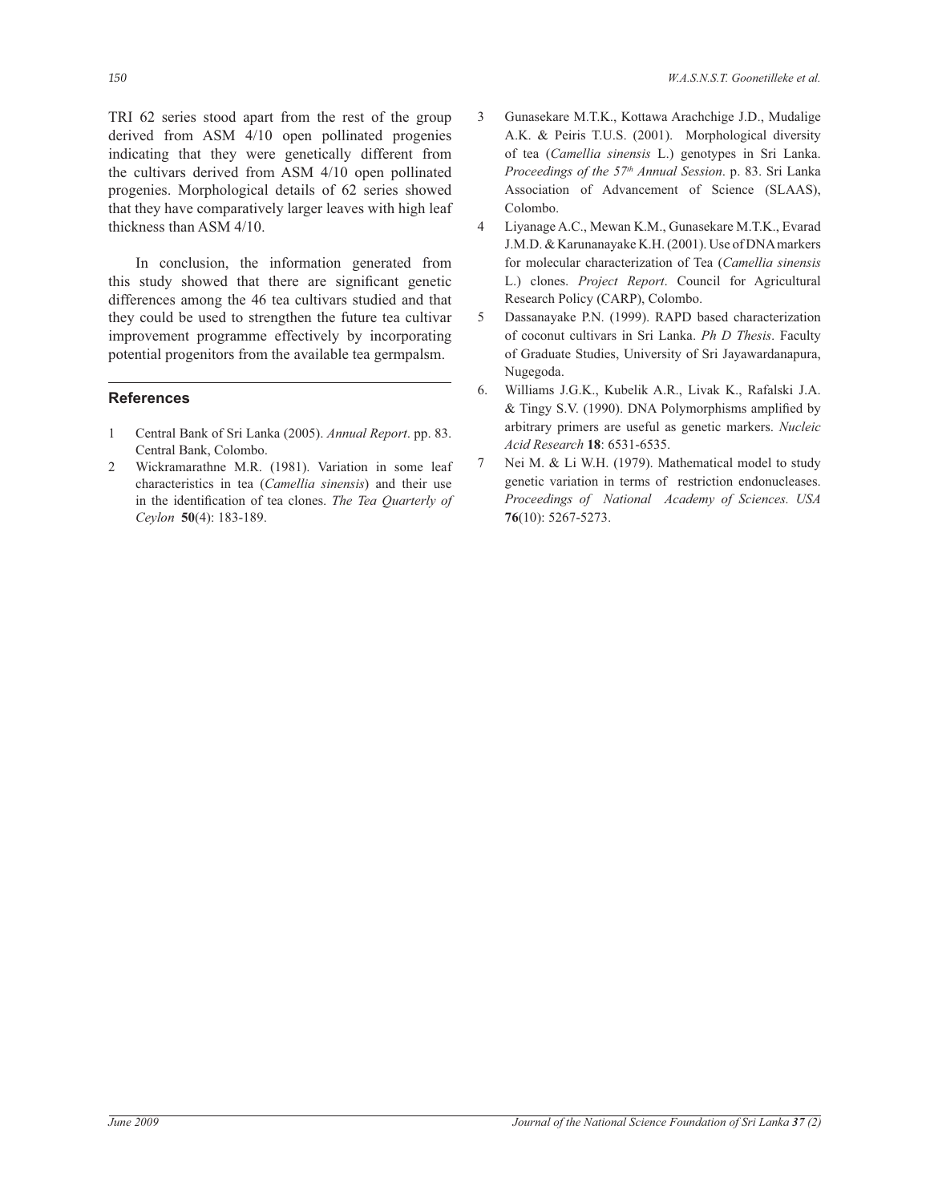TRI 62 series stood apart from the rest of the group derived from ASM 4/10 open pollinated progenies indicating that they were genetically different from the cultivars derived from ASM 4/10 open pollinated progenies. Morphological details of 62 series showed that they have comparatively larger leaves with high leaf thickness than ASM 4/10.

In conclusion, the information generated from this study showed that there are significant genetic differences among the 46 tea cultivars studied and that they could be used to strengthen the future tea cultivar improvement programme effectively by incorporating potential progenitors from the available tea germpalsm.

## References

1 Central Bank of Sri Lanka (2005). *Annual Report*. pp. 83. Central Bank, Colombo.

2 Wickramarathne M.R. (1981). Variation in some leaf characteristics in tea (*Camellia sinensis*) and their use in the identification of tea clones. *The Tea Quarterly of Ceylon* **50**(4): 183-189.

3 Gunasekare M.T.K., Kottawa Arachchige J.D., Mudalige A.K. & Peiris T.U.S. (2001). Morphological diversity of tea (*Camellia sinensis* L.) genotypes in Sri Lanka. *Proceedings of the 57th Annual Session*. p. 83. Sri Lanka Association of Advancement of Science (SLAAS), Colombo.

4 Liyanage A.C., Mewan K.M., Gunasekare M.T.K., Evarad J.M.D. & Karunanayake K.H. (2001). Use of DNA markers for molecular characterization of Tea (*Camellia sinensis* L.) clones. *Project Report*. Council for Agricultural Research Policy (CARP), Colombo.

5 Dassanayake P.N. (1999). RAPD based characterization of coconut cultivars in Sri Lanka. *Ph D Thesis*. Faculty of Graduate Studies, University of Sri Jayawardanapura, Nugegoda.

6. Williams J.G.K., Kubelik A.R., Livak K., Rafalski J.A. & Tingy S.V. (1990). DNA Polymorphisms amplified by arbitrary primers are useful as genetic markers. *Nucleic Acid Research* **18**: 6531-6535.

7 Nei M. & Li W.H. (1979). Mathematical model to study genetic variation in terms of restriction endonucleases. *Proceedings of National Academy of Sciences. USA* **76**(10): 5267-5273.